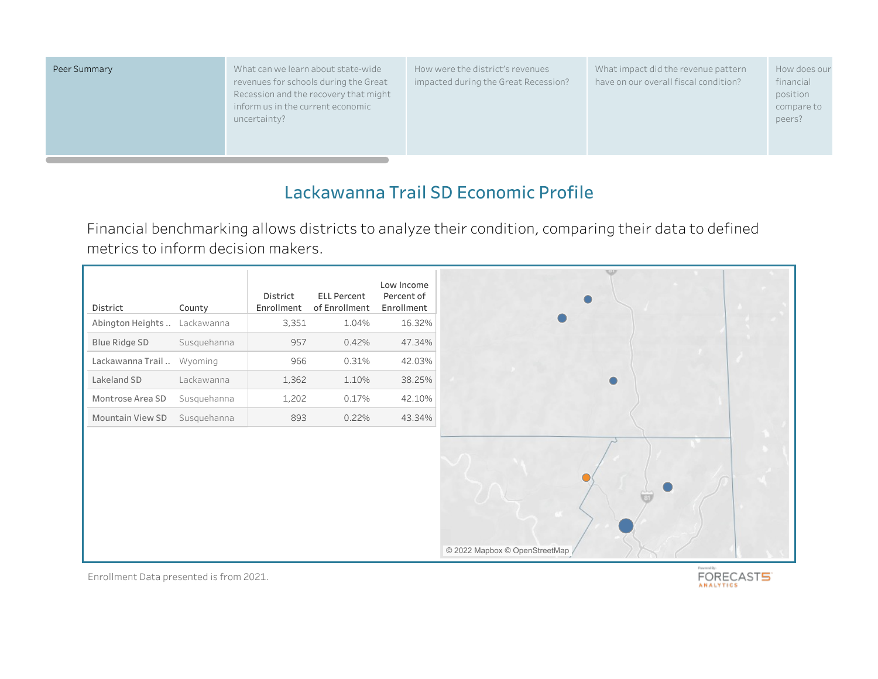| Peer Summary | What can we learn about state-wide revenues for schools during the Great Recession and the recovery that might inform us in the current economic uncertainty? | How were the district's revenues impacted during the Great Recession? | What impact did the revenue pattern have on our overall fiscal condition? | How does our financial position compare to peers? |
|---|---|---|---|---|

# Lackawanna Trail SD Economic Profile

Financial benchmarking allows districts to analyze their condition, comparing their data to defined metrics to inform decision makers.

| District | County | District Enrollment | ELL Percent of Enrollment | Low Income Percent of Enrollment |
|---|---|---|---|---|
| Abington Heights .. | Lackawanna | 3,351 | 1.04% | 16.32% |
| Blue Ridge SD | Susquehanna | 957 | 0.42% | 47.34% |
| Lackawanna Trail .. | Wyoming | 966 | 0.31% | 42.03% |
| Lakeland SD | Lackawanna | 1,362 | 1.10% | 38.25% |
| Montrose Area SD | Susquehanna | 1,202 | 0.17% | 42.10% |
| Mountain View SD | Susquehanna | 893 | 0.22% | 43.34% |

© 2022 Mapbox © OpenStreetMap

Enrollment Data presented is from 2021.

Powered By FORECAST5 ANALYTICS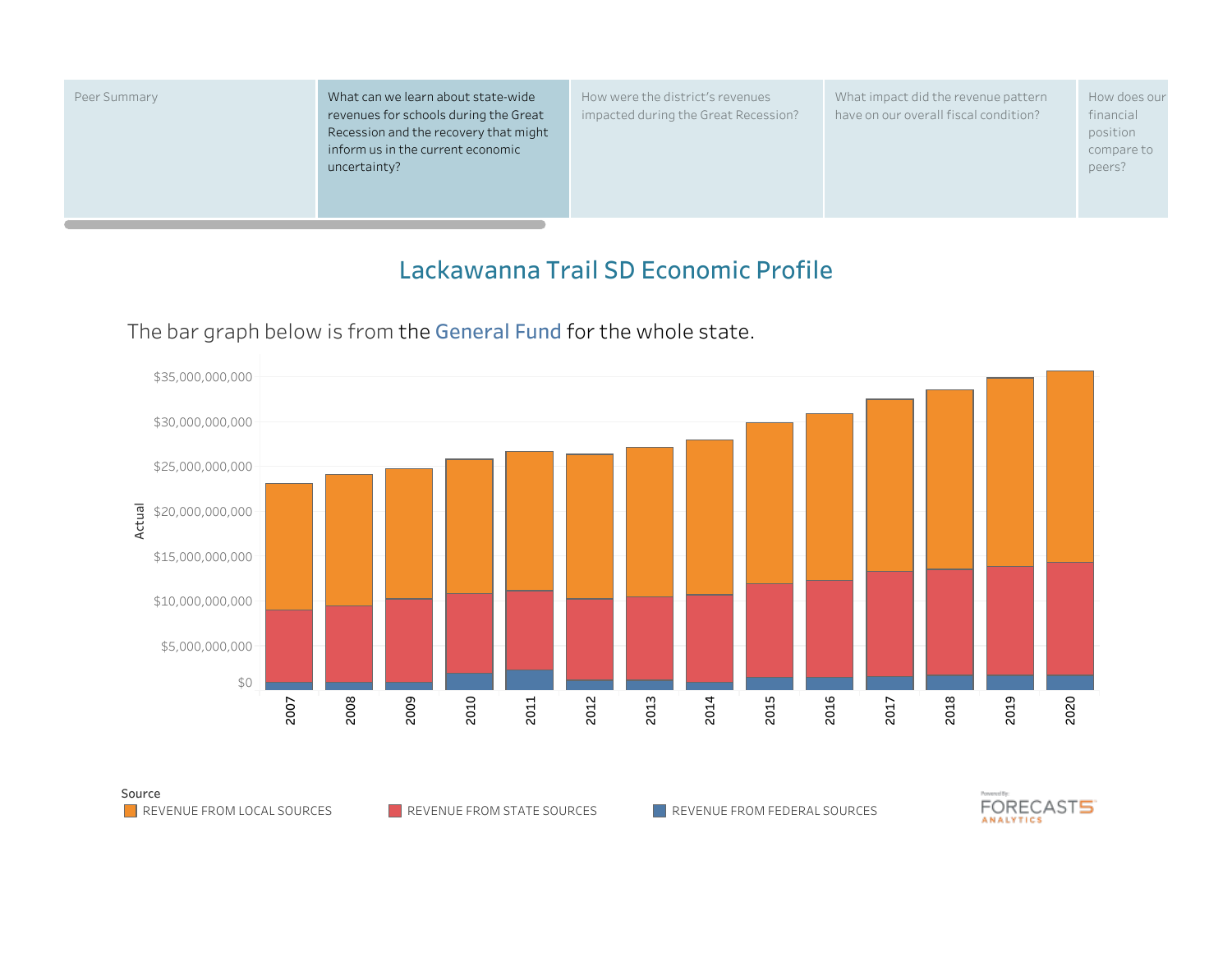| Peer Summary | What can we learn about state-wide revenues for schools during the Great Recession and the recovery that might inform us in the current economic uncertainty? | How were the district's revenues impacted during the Great Recession? | What impact did the revenue pattern have on our overall fiscal condition? | How does our financial position compare to peers? |
|---|---|---|---|---|

# Lackawanna Trail SD Economic Profile

The bar graph below is from the **General Fund** for the whole state.

Actual

$35,000,000,000
$30,000,000,000
$25,000,000,000
$20,000,000,000
$15,000,000,000
$10,000,000,000
$5,000,000,000
$0

2007 2008 2009 2010 2011 2012 2013 2014 2015 2016 2017 2018 2019 2020

Source

- REVENUE FROM LOCAL SOURCES
- REVENUE FROM STATE SOURCES
- REVENUE FROM FEDERAL SOURCES

Powered By: FORECAST5 ANALYTICS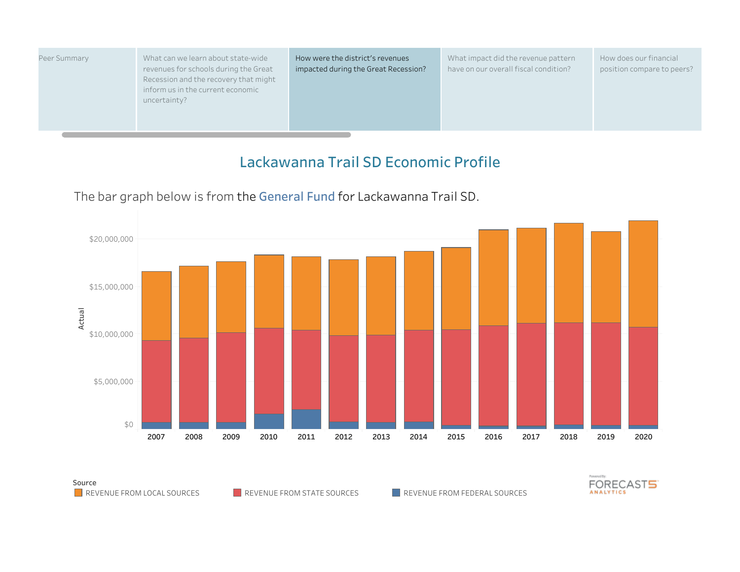| Peer Summary | What can we learn about state-wide revenues for schools during the Great Recession and the recovery that might inform us in the current economic uncertainty? | How were the district's revenues impacted during the Great Recession? | What impact did the revenue pattern have on our overall fiscal condition? | How does our financial position compare to peers? |
| --- | --- | --- | --- | --- |

## Lackawanna Trail SD Economic Profile

The bar graph below is from the General Fund for Lackawanna Trail SD.

Actual

$20,000,000
$15,000,000
$10,000,000
$5,000,000
$0

2007 2008 2009 2010 2011 2012 2013 2014 2015 2016 2017 2018 2019 2020

Source
- REVENUE FROM LOCAL SOURCES
- REVENUE FROM STATE SOURCES
- REVENUE FROM FEDERAL SOURCES

Powered By: FORECAST5 ANALYTICS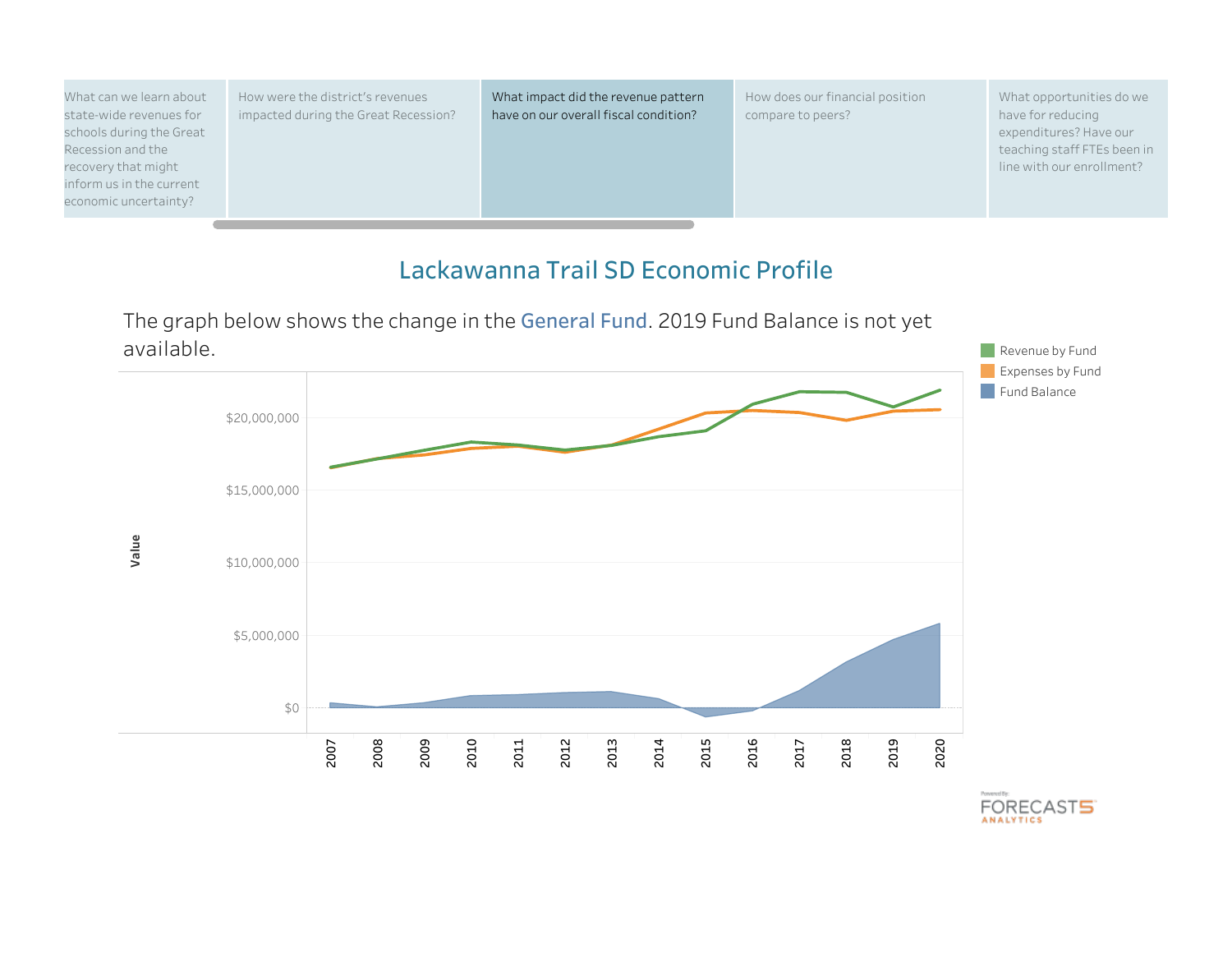What can we learn about state-wide revenues for schools during the Great Recession and the recovery that might inform us in the current economic uncertainty?

How were the district's revenues impacted during the Great Recession?

What impact did the revenue pattern have on our overall fiscal condition?

How does our financial position compare to peers?

What opportunities do we have for reducing expenditures? Have our teaching staff FTEs been in line with our enrollment?

# Lackawanna Trail SD Economic Profile

The graph below shows the change in the General Fund. 2019 Fund Balance is not yet available.

Revenue by Fund
Expenses by Fund
Fund Balance

Value

$20,000,000
$15,000,000
$10,000,000
$5,000,000
$0

2007 2008 2009 2010 2011 2012 2013 2014 2015 2016 2017 2018 2019 2020

Powered By: FORECAST5 ANALYTICS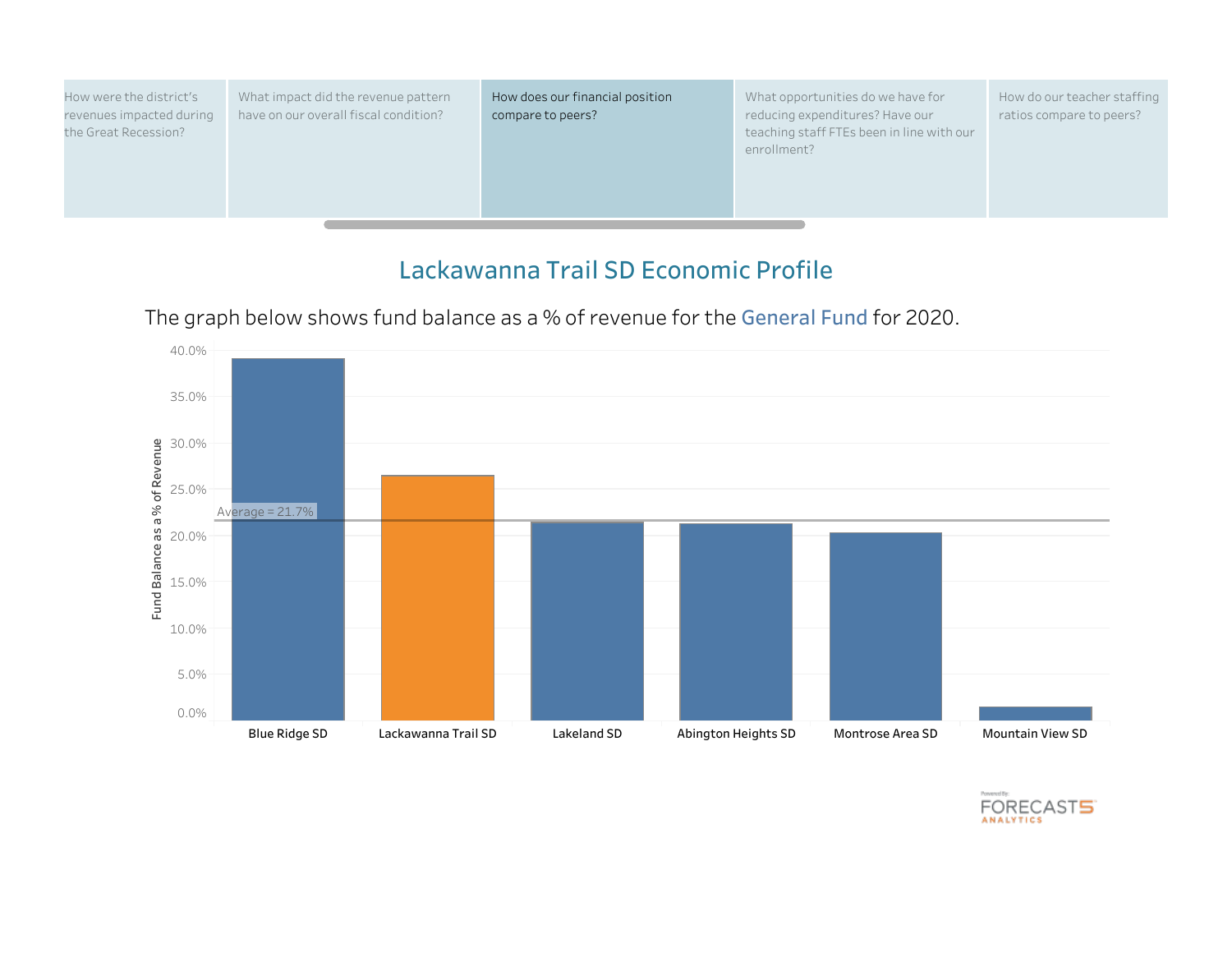How were the district's revenues impacted during the Great Recession?

What impact did the revenue pattern have on our overall fiscal condition?

How does our financial position compare to peers?

What opportunities do we have for reducing expenditures? Have our teaching staff FTEs been in line with our enrollment?

How do our teacher staffing ratios compare to peers?

# Lackawanna Trail SD Economic Profile

The graph below shows fund balance as a % of revenue for the General Fund for 2020.

Fund Balance as a % of Revenue

Average = 21.7%

40.0%
35.0%
30.0%
25.0%
20.0%
15.0%
10.0%
5.0%
0.0%

Blue Ridge SD | Lackawanna Trail SD | Lakeland SD | Abington Heights SD | Montrose Area SD | Mountain View SD

Powered By: FORECAST5 ANALYTICS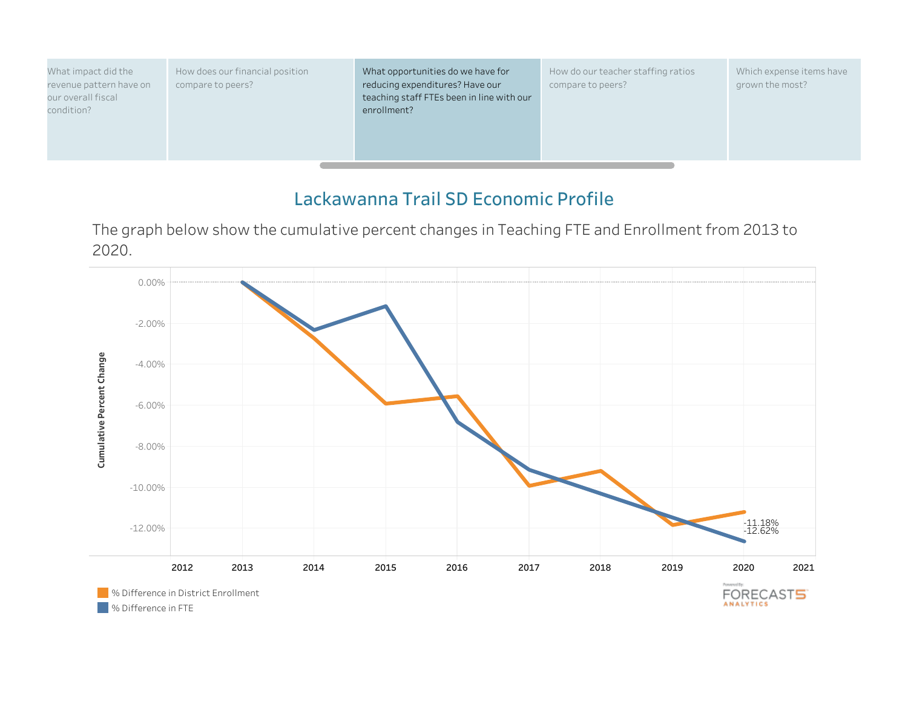What impact did the revenue pattern have on our overall fiscal condition?

How does our financial position compare to peers?

What opportunities do we have for reducing expenditures? Have our teaching staff FTEs been in line with our enrollment?

How do our teacher staffing ratios compare to peers?

Which expense items have grown the most?

## Lackawanna Trail SD Economic Profile

The graph below show the cumulative percent changes in Teaching FTE and Enrollment from 2013 to 2020.

Cumulative Percent Change

0.00%
-2.00%
-4.00%
-6.00%
-8.00%
-10.00%
-12.00%

2012 2013 2014 2015 2016 2017 2018 2019 2020 2021

-11.18%
-12.62%

% Difference in District Enrollment
% Difference in FTE

Powered By: FORECAST5 ANALYTICS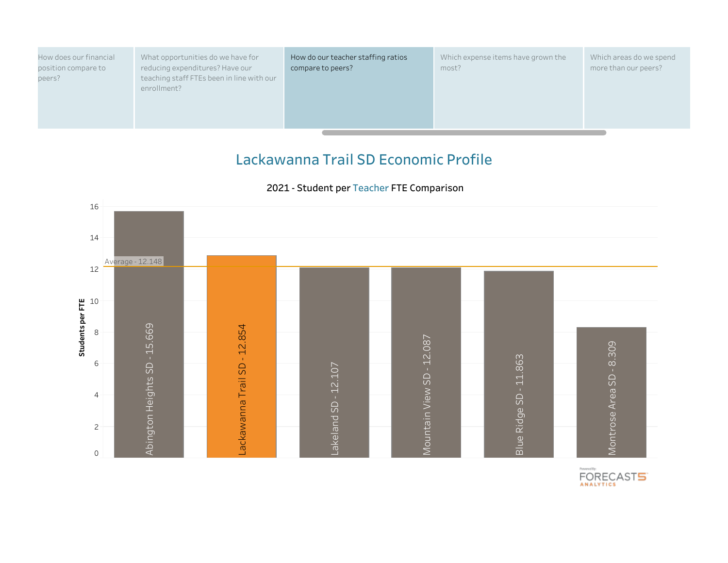| How does our financial position compare to peers? | What opportunities do we have for reducing expenditures? Have our teaching staff FTEs been in line with our enrollment? | How do our teacher staffing ratios compare to peers? | Which expense items have grown the most? | Which areas do we spend more than our peers? |
| --- | --- | --- | --- | --- |

# Lackawanna Trail SD Economic Profile

## 2021 - Student per Teacher FTE Comparison

| District | Students per FTE |
| --- | --- |
| Abington Heights SD | 15.669 |
| Lackawanna Trail SD | 12.854 |
| Lakeland SD | 12.107 |
| Mountain View SD | 12.087 |
| Blue Ridge SD | 11.863 |
| Montrose Area SD | 8.309 |

Average - 12.148

Powered By: FORECAST5 ANALYTICS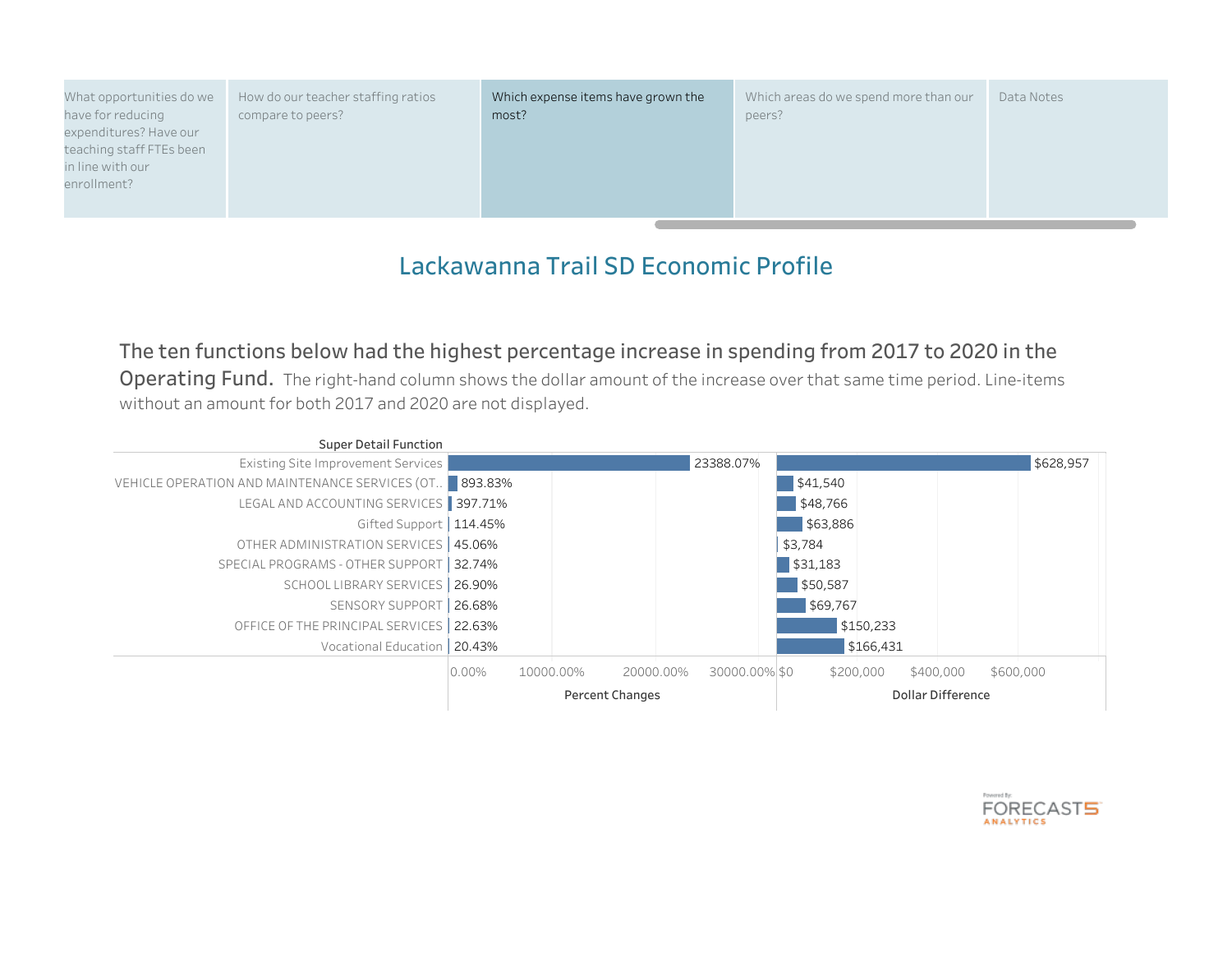What opportunities do we have for reducing expenditures? Have our teaching staff FTEs been in line with our enrollment? | How do our teacher staffing ratios compare to peers? | Which expense items have grown the most? | Which areas do we spend more than our peers? | Data Notes

# Lackawanna Trail SD Economic Profile

## The ten functions below had the highest percentage increase in spending from 2017 to 2020 in the Operating Fund.

The right-hand column shows the dollar amount of the increase over that same time period. Line-items without an amount for both 2017 and 2020 are not displayed.

| Super Detail Function | Percent Changes | Dollar Difference |
|---|---|---|
| Existing Site Improvement Services | 23388.07% | $628,957 |
| VEHICLE OPERATION AND MAINTENANCE SERVICES (OT.. | 893.83% | $41,540 |
| LEGAL AND ACCOUNTING SERVICES | 397.71% | $48,766 |
| Gifted Support | 114.45% | $63,886 |
| OTHER ADMINISTRATION SERVICES | 45.06% | $3,784 |
| SPECIAL PROGRAMS - OTHER SUPPORT | 32.74% | $31,183 |
| SCHOOL LIBRARY SERVICES | 26.90% | $50,587 |
| SENSORY SUPPORT | 26.68% | $69,767 |
| OFFICE OF THE PRINCIPAL SERVICES | 22.63% | $150,233 |
| Vocational Education | 20.43% | $166,431 |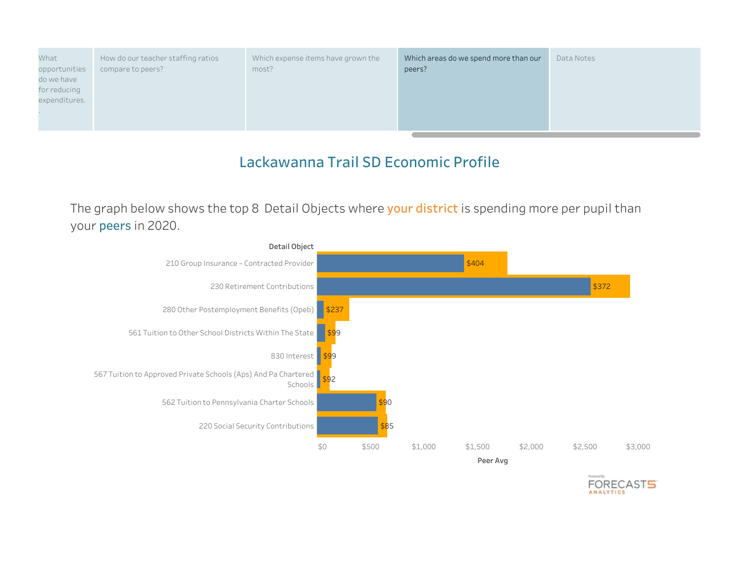| What opportunities do we have for reducing expenditures. | How do our teacher staffing ratios compare to peers? | Which expense items have grown the most? | Which areas do we spend more than our peers? | Data Notes |
|---|---|---|---|---|

# Lackawanna Trail SD Economic Profile

The graph below shows the top 8 Detail Objects where your district is spending more per pupil than your peers in 2020.

| Detail Object | Difference (per pupil) |
|---|---|
| 210 Group Insurance – Contracted Provider | $404 |
| 230 Retirement Contributions | $372 |
| 280 Other Postemployment Benefits (Opeb) | $237 |
| 561 Tuition to Other School Districts Within The State | $99 |
| 830 Interest | $99 |
| 567 Tuition to Approved Private Schools (Aps) And Pa Chartered Schools | $92 |
| 562 Tuition to Pennsylvania Charter Schools | $90 |
| 220 Social Security Contributions | $85 |

Peer Avg: $0 $500 $1,000 $1,500 $2,000 $2,500 $3,000

Powered By: FORECAST5 ANALYTICS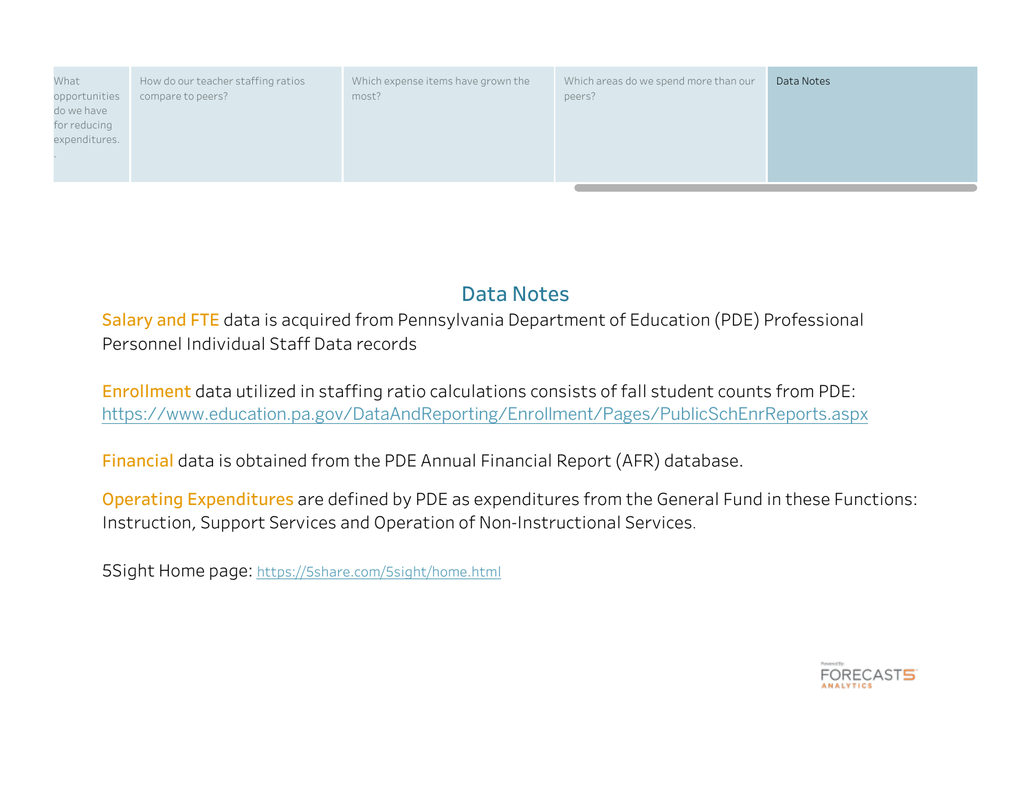What opportunities do we have for reducing expenditures.

How do our teacher staffing ratios compare to peers?

Which expense items have grown the most?

Which areas do we spend more than our peers?

Data Notes

## Data Notes

Salary and FTE data is acquired from Pennsylvania Department of Education (PDE) Professional Personnel Individual Staff Data records

Enrollment data utilized in staffing ratio calculations consists of fall student counts from PDE: https://www.education.pa.gov/DataAndReporting/Enrollment/Pages/PublicSchEnrReports.aspx

Financial data is obtained from the PDE Annual Financial Report (AFR) database.

Operating Expenditures are defined by PDE as expenditures from the General Fund in these Functions: Instruction, Support Services and Operation of Non-Instructional Services.

5Sight Home page: https://5share.com/5sight/home.html

Powered By: FORECAST5 ANALYTICS